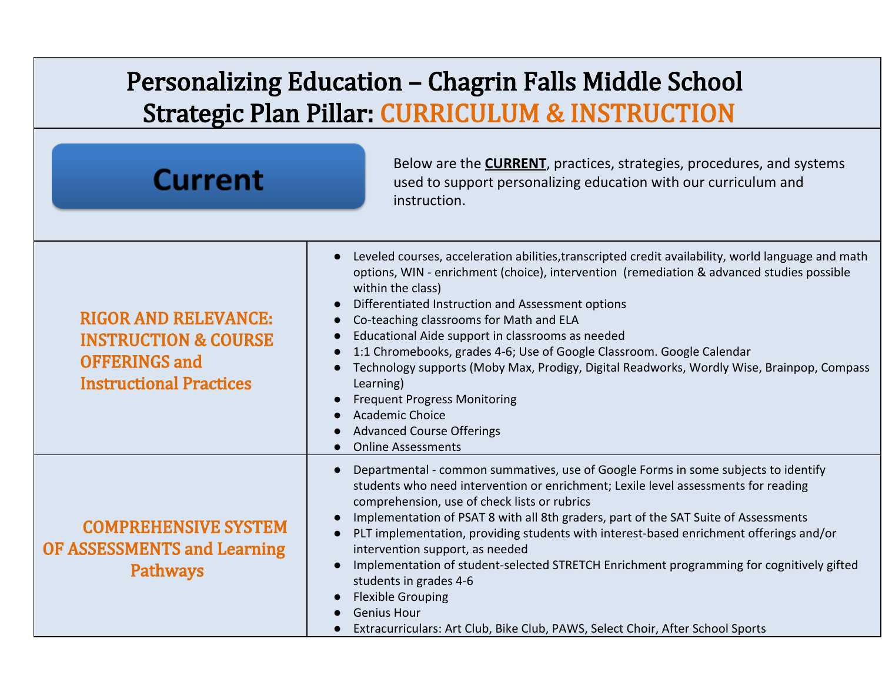# Personalizing Education – Chagrin Falls Middle School

## Strategic Plan Pillar: CURRICULUM & INSTRUCTION

**Current**

Below are the **CURRENT**, practices, strategies, procedures, and systems used to support personalizing education with our curriculum and instruction.

| | |
|---|---|
| **RIGOR AND RELEVANCE: INSTRUCTION & COURSE OFFERINGS and Instructional Practices** | ● Leveled courses, acceleration abilities,transcripted credit availability, world language and math options, WIN - enrichment (choice), intervention (remediation & advanced studies possible within the class)<br>● Differentiated Instruction and Assessment options<br>● Co-teaching classrooms for Math and ELA<br>● Educational Aide support in classrooms as needed<br>● 1:1 Chromebooks, grades 4-6; Use of Google Classroom. Google Calendar<br>● Technology supports (Moby Max, Prodigy, Digital Readworks, Wordly Wise, Brainpop, Compass Learning)<br>● Frequent Progress Monitoring<br>● Academic Choice<br>● Advanced Course Offerings<br>● Online Assessments |
| **COMPREHENSIVE SYSTEM OF ASSESSMENTS and Learning Pathways** | ● Departmental - common summatives, use of Google Forms in some subjects to identify students who need intervention or enrichment; Lexile level assessments for reading comprehension, use of check lists or rubrics<br>● Implementation of PSAT 8 with all 8th graders, part of the SAT Suite of Assessments<br>● PLT implementation, providing students with interest-based enrichment offerings and/or intervention support, as needed<br>● Implementation of student-selected STRETCH Enrichment programming for cognitively gifted students in grades 4-6<br>● Flexible Grouping<br>● Genius Hour<br>● Extracurriculars: Art Club, Bike Club, PAWS, Select Choir, After School Sports |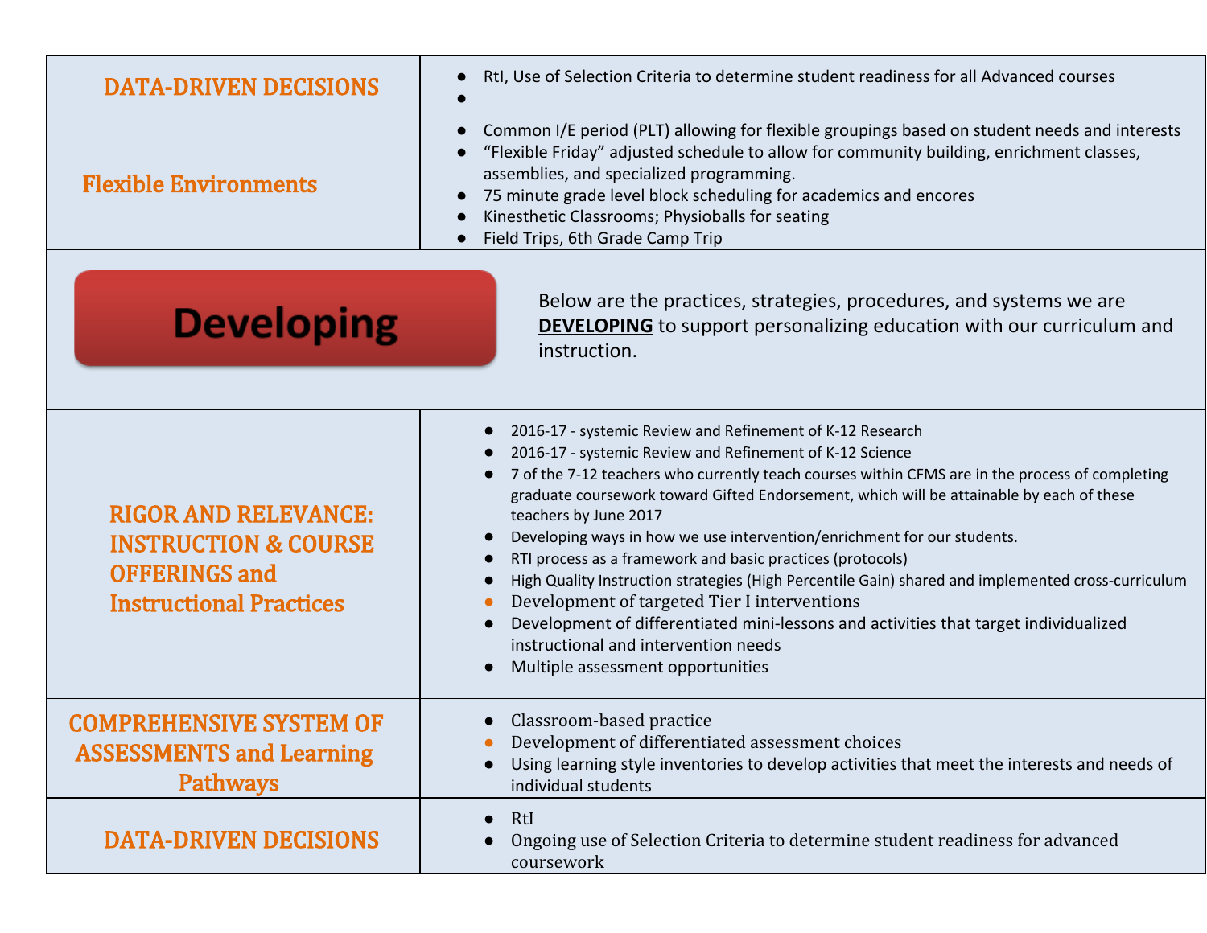| | |
|---|---|
| **DATA-DRIVEN DECISIONS** | • RtI, Use of Selection Criteria to determine student readiness for all Advanced courses<br>• |
| **Flexible Environments** | • Common I/E period (PLT) allowing for flexible groupings based on student needs and interests<br>• "Flexible Friday" adjusted schedule to allow for community building, enrichment classes, assemblies, and specialized programming.<br>• 75 minute grade level block scheduling for academics and encores<br>• Kinesthetic Classrooms; Physioballs for seating<br>• Field Trips, 6th Grade Camp Trip |
| **Developing** | Below are the practices, strategies, procedures, and systems we are **DEVELOPING** to support personalizing education with our curriculum and instruction. |
| **RIGOR AND RELEVANCE: INSTRUCTION & COURSE OFFERINGS and Instructional Practices** | • 2016-17 - systemic Review and Refinement of K-12 Research<br>• 2016-17 - systemic Review and Refinement of K-12 Science<br>• 7 of the 7-12 teachers who currently teach courses within CFMS are in the process of completing graduate coursework toward Gifted Endorsement, which will be attainable by each of these teachers by June 2017<br>• Developing ways in how we use intervention/enrichment for our students.<br>• RTI process as a framework and basic practices (protocols)<br>• High Quality Instruction strategies (High Percentile Gain) shared and implemented cross-curriculum<br>• Development of targeted Tier I interventions<br>• Development of differentiated mini-lessons and activities that target individualized instructional and intervention needs<br>• Multiple assessment opportunities |
| **COMPREHENSIVE SYSTEM OF ASSESSMENTS and Learning Pathways** | • Classroom-based practice<br>• Development of differentiated assessment choices<br>• Using learning style inventories to develop activities that meet the interests and needs of individual students |
| **DATA-DRIVEN DECISIONS** | • RtI<br>• Ongoing use of Selection Criteria to determine student readiness for advanced coursework |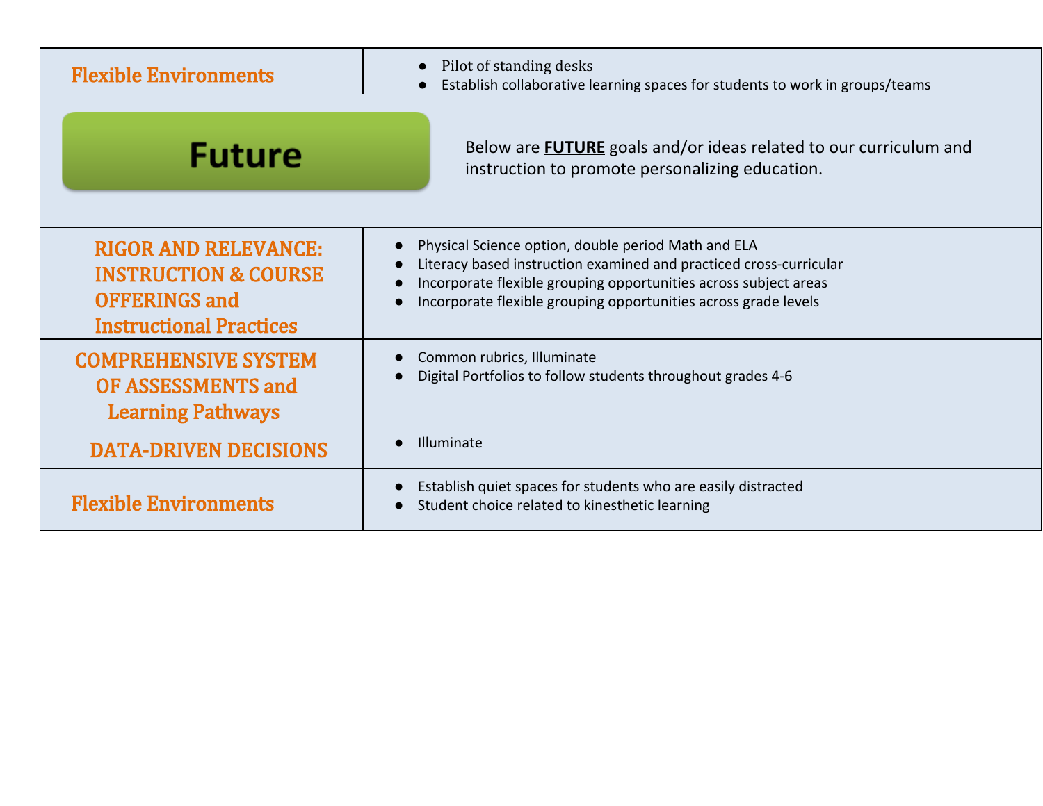| | |
|---|---|
| Flexible Environments | ● Pilot of standing desks<br>● Establish collaborative learning spaces for students to work in groups/teams |
| **Future** | Below are **FUTURE** goals and/or ideas related to our curriculum and instruction to promote personalizing education. |
| RIGOR AND RELEVANCE: INSTRUCTION & COURSE OFFERINGS and Instructional Practices | ● Physical Science option, double period Math and ELA<br>● Literacy based instruction examined and practiced cross-curricular<br>● Incorporate flexible grouping opportunities across subject areas<br>● Incorporate flexible grouping opportunities across grade levels |
| COMPREHENSIVE SYSTEM OF ASSESSMENTS and Learning Pathways | ● Common rubrics, Illuminate<br>● Digital Portfolios to follow students throughout grades 4-6 |
| DATA-DRIVEN DECISIONS | ● Illuminate |
| Flexible Environments | ● Establish quiet spaces for students who are easily distracted<br>● Student choice related to kinesthetic learning |